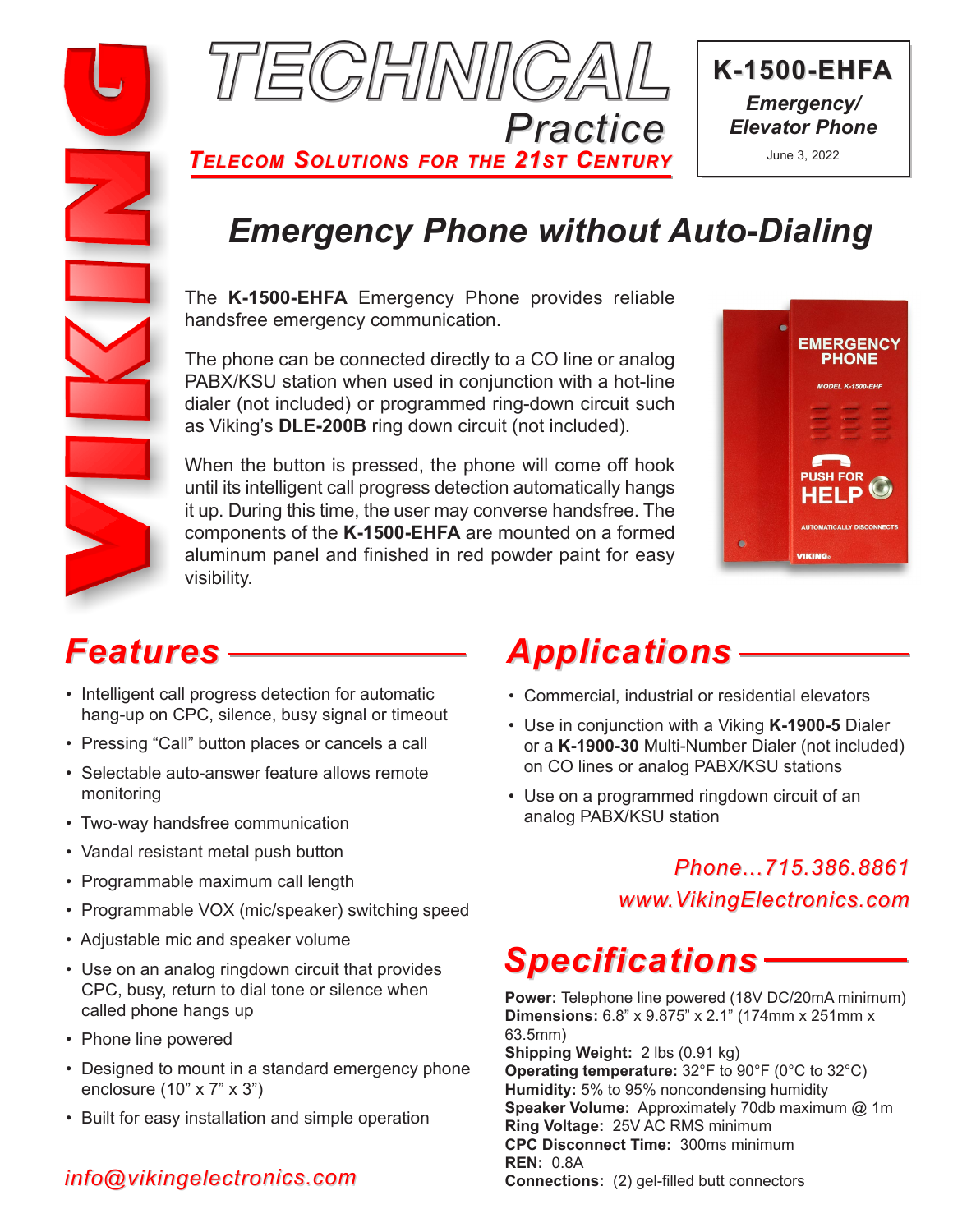# TECHNICAL Practice

**TELECOM SOLUTIONS FOR THE 21ST CENTURY**

**K-1500-EHFA**

*Emergency/ Elevator Phone*

June 3, 2022

## Emergency Phone without Auto-Dialing

The **K-1500-EHFA** Emergency Phone provides reliable handsfree emergency communication.

The phone can be connected directly to a CO line or analog PABX/KSU station when used in conjunction with a hot-line dialer (not included) or programmed ring-down circuit such as Viking's **DLE-200B** ring down circuit (not included).

When the button is pressed, the phone will come off hook until its intelligent call progress detection automatically hangs it up. During this time, the user may converse handsfree. The components of the **K-1500-EHFA** are mounted on a formed aluminum panel and finished in red powder paint for easy visibility.

## Features

- Intelligent call progress detection for automatic hang-up on CPC, silence, busy signal or timeout
- Pressing "Call" button places or cancels a call
- Selectable auto-answer feature allows remote monitoring
- Two-way handsfree communication
- Vandal resistant metal push button
- Programmable maximum call length
- Programmable VOX (mic/speaker) switching speed
- Adjustable mic and speaker volume
- Use on an analog ringdown circuit that provides CPC, busy, return to dial tone or silence when called phone hangs up
- Phone line powered
- Designed to mount in a standard emergency phone enclosure (10" x 7" x 3")
- Built for easy installation and simple operation

*info@vikingelectronics.com*

## Applications

- Commercial, industrial or residential elevators
- Use in conjunction with a Viking **K-1900-5** Dialer or a **K-1900-30** Multi-Number Dialer (not included) on CO lines or analog PABX/KSU stations
- Use on a programmed ringdown circuit of an analog PABX/KSU station

*Phone...715.386.8861*
*www.VikingElectronics.com*

## Specifications

**Power:** Telephone line powered (18V DC/20mA minimum)
**Dimensions:** 6.8" x 9.875" x 2.1" (174mm x 251mm x 63.5mm)
**Shipping Weight:** 2 lbs (0.91 kg)
**Operating temperature:** 32°F to 90°F (0°C to 32°C)
**Humidity:** 5% to 95% noncondensing humidity
**Speaker Volume:** Approximately 70db maximum @ 1m
**Ring Voltage:** 25V AC RMS minimum
**CPC Disconnect Time:** 300ms minimum
**REN:** 0.8A
**Connections:** (2) gel-filled butt connectors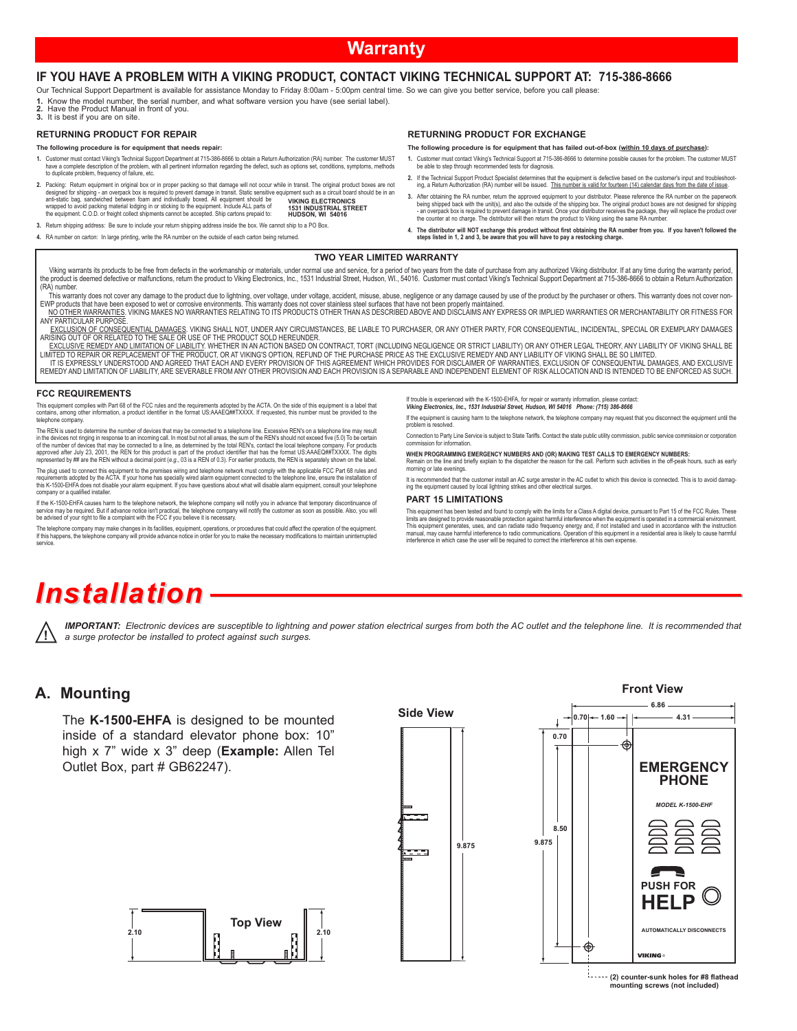# Warranty

## IF YOU HAVE A PROBLEM WITH A VIKING PRODUCT, CONTACT VIKING TECHNICAL SUPPORT AT: 715-386-8666

Our Technical Support Department is available for assistance Monday to Friday 8:00am - 5:00pm central time. So we can give you better service, before you call please:

1. Know the model number, the serial number, and what software version you have (see serial label).
2. Have the Product Manual in front of you.
3. It is best if you are on site.

### RETURNING PRODUCT FOR REPAIR

**The following procedure is for equipment that needs repair:**

1. Customer must contact Viking's Technical Support Department at 715-386-8666 to obtain a Return Authorization (RA) number. The customer MUST have a complete description of the problem, with all pertinent information regarding the defect, such as options set, conditions, symptoms, methods to duplicate problem, frequency of failure, etc.
2. Packing: Return equipment in original box or in proper packing so that damage will not occur while in transit. The original product boxes are not designed for shipping - an overpack box is required to prevent damage in transit. Static sensitive equipment such as a circuit board should be in an anti-static bag, sandwiched between foam and individually boxed. All equipment should be wrapped to avoid packing material lodging in or sticking to the equipment. Include ALL parts of the equipment. C.O.D. or freight collect shipments cannot be accepted. Ship cartons prepaid to: **VIKING ELECTRONICS 1531 INDUSTRIAL STREET HUDSON, WI 54016**
3. Return shipping address: Be sure to include your return shipping address inside the box. We cannot ship to a PO Box.
4. RA number on carton: In large printing, write the RA number on the outside of each carton being returned.

### RETURNING PRODUCT FOR EXCHANGE

**The following procedure is for equipment that has failed out-of-box (within 10 days of purchase):**

1. Customer must contact Viking's Technical Support at 715-386-8666 to determine possible causes for the problem. The customer MUST be able to step through recommended tests for diagnosis.
2. If the Technical Support Product Specialist determines that the equipment is defective based on the customer's input and troubleshooting, a Return Authorization (RA) number will be issued. This number is valid for fourteen (14) calendar days from the date of issue.
3. After obtaining the RA number, return the approved equipment to your distributor. Please reference the RA number on the paperwork being shipped back with the unit(s), and also the outside of the shipping box. The original product boxes are not designed for shipping - an overpack box is required to prevent damage in transit. Once your distributor receives the package, they will replace the product over the counter at no charge. The distributor will then return the product to Viking using the same RA number.
4. **The distributor will NOT exchange this product without first obtaining the RA number from you. If you haven't followed the steps listed in 1, 2 and 3, be aware that you will have to pay a restocking charge.**

### TWO YEAR LIMITED WARRANTY

Viking warrants its products to be free from defects in the workmanship or materials, under normal use and service, for a period of two years from the date of purchase from any authorized Viking distributor. If at any time during the warranty period, the product is deemed defective or malfunctions, return the product to Viking Electronics, Inc., 1531 Industrial Street, Hudson, WI., 54016. Customer must contact Viking's Technical Support Department at 715-386-8666 to obtain a Return Authorization (RA) number.

This warranty does not cover any damage to the product due to lightning, over voltage, under voltage, accident, misuse, abuse, negligence or any damage caused by use of the product by the purchaser or others. This warranty does not cover non-EWP products that have been exposed to wet or corrosive environments. This warranty does not cover stainless steel surfaces that have not been properly maintained.

NO OTHER WARRANTIES. VIKING MAKES NO WARRANTIES RELATING TO ITS PRODUCTS OTHER THAN AS DESCRIBED ABOVE AND DISCLAIMS ANY EXPRESS OR IMPLIED WARRANTIES OR MERCHANTABILITY OR FITNESS FOR ANY PARTICULAR PURPOSE.

EXCLUSION OF CONSEQUENTIAL DAMAGES. VIKING SHALL NOT, UNDER ANY CIRCUMSTANCES, BE LIABLE TO PURCHASER, OR ANY OTHER PARTY, FOR CONSEQUENTIAL, INCIDENTAL, SPECIAL OR EXEMPLARY DAMAGES ARISING OUT OF OR RELATED TO THE SALE OR USE OF THE PRODUCT SOLD HEREUNDER.

EXCLUSIVE REMEDY AND LIMITATION OF LIABILITY. WHETHER IN AN ACTION BASED ON CONTRACT, TORT (INCLUDING NEGLIGENCE OR STRICT LIABILITY) OR ANY OTHER LEGAL THEORY, ANY LIABILITY OF VIKING SHALL BE LIMITED TO REPAIR OR REPLACEMENT OF THE PRODUCT, OR AT VIKING'S OPTION, REFUND OF THE PURCHASE PRICE AS THE EXCLUSIVE REMEDY AND ANY LIABILITY OF VIKING SHALL BE SO LIMITED.

IT IS EXPRESSLY UNDERSTOOD AND AGREED THAT EACH AND EVERY PROVISION OF THIS AGREEMENT WHICH PROVIDES FOR DISCLAIMER OF WARRANTIES, EXCLUSION OF CONSEQUENTIAL DAMAGES, AND EXCLUSIVE REMEDY AND LIMITATION OF LIABILITY, ARE SEVERABLE FROM ANY OTHER PROVISION AND EACH PROVISION IS A SEPARABLE AND INDEPENDENT ELEMENT OF RISK ALLOCATION AND IS INTENDED TO BE ENFORCED AS SUCH.

### FCC REQUIREMENTS

This equipment complies with Part 68 of the FCC rules and the requirements adopted by the ACTA. On the side of this equipment is a label that contains, among other information, a product identifier in the format US:AAAEQ##TXXXX. If requested, this number must be provided to the telephone company.

The REN is used to determine the number of devices that may be connected to a telephone line. Excessive REN's on a telephone line may result in the devices not ringing in response to an incoming call. In most but not all areas, the sum of the REN's should not exceed five (5.0) To be certain of the number of devices that may be connected to a line, as determined by the total REN's, contact the local telephone company. For products approved after July 23, 2001, the REN for this product is part of the product identifier that has the format US:AAAEQ##TXXXX. The digits represented by ## are the REN without a decimal point (*e.g.*, 03 is a REN of 0.3). For earlier products, the REN is separately shown on the label.

The plug used to connect this equipment to the premises wiring and telephone network must comply with the applicable FCC Part 68 rules and requirements adopted by the ACTA. If your home has specially wired alarm equipment connected to the telephone line, ensure the installation of this K-1500-EHFA does not disable your alarm equipment. If you have questions about what will disable alarm equipment, consult your telephone company or a qualified installer.

If the K-1500-EHFA causes harm to the telephone network, the telephone company will notify you in advance that temporary discontinuance of service may be required. But if advance notice isn't practical, the telephone company will notify the customer as soon as possible. Also, you will be advised of your right to file a complaint with the FCC if you believe it is necessary.

The telephone company may make changes in its facilities, equipment, operations, or procedures that could affect the operation of the equipment. If this happens, the telephone company will provide advance notice in order for you to make the necessary modifications to maintain uninterrupted service.

If trouble is experienced with the K-1500-EHFA, for repair or warranty information, please contact:
***Viking Electronics, Inc., 1531 Industrial Street, Hudson, WI 54016 Phone: (715) 386-8666***

If the equipment is causing harm to the telephone network, the telephone company may request that you disconnect the equipment until the problem is resolved.

Connection to Party Line Service is subject to State Tariffs. Contact the state public utility commission, public service commission or corporation commission for information.

**WHEN PROGRAMMING EMERGENCY NUMBERS AND (OR) MAKING TEST CALLS TO EMERGENCY NUMBERS:**
Remain on the line and briefly explain to the dispatcher the reason for the call. Perform such activities in the off-peak hours, such as early morning or late evenings.

It is recommended that the customer install an AC surge arrester in the AC outlet to which this device is connected. This is to avoid damaging the equipment caused by local lightning strikes and other electrical surges.

### PART 15 LIMITATIONS

This equipment has been tested and found to comply with the limits for a Class A digital device, pursuant to Part 15 of the FCC Rules. These limits are designed to provide reasonable protection against harmful interference when the equipment is operated in a commercial environment. This equipment generates, uses, and can radiate radio frequency energy and, if not installed and used in accordance with the instruction manual, may cause harmful interference to radio communications. Operation of this equipment in a residential area is likely to cause harmful interference in which case the user will be required to correct the interference at his own expense.

# Installation

⚠ ***IMPORTANT:*** *Electronic devices are susceptible to lightning and power station electrical surges from both the AC outlet and the telephone line. It is recommended that a surge protector be installed to protect against such surges.*

## A. Mounting

The **K-1500-EHFA** is designed to be mounted inside of a standard elevator phone box: 10" high x 7" wide x 3" deep (**Example:** Allen Tel Outlet Box, part # GB62247).

Top View: 2.10, 2.10

Side View: 9.875

Front View: 6.86, 0.70, 1.60, 4.31, 0.70, 8.50, 9.875

EMERGENCY PHONE — MODEL K-1500-EHF — PUSH FOR HELP — AUTOMATICALLY DISCONNECTS — VIKING

(2) counter-sunk holes for #8 flathead mounting screws (not included)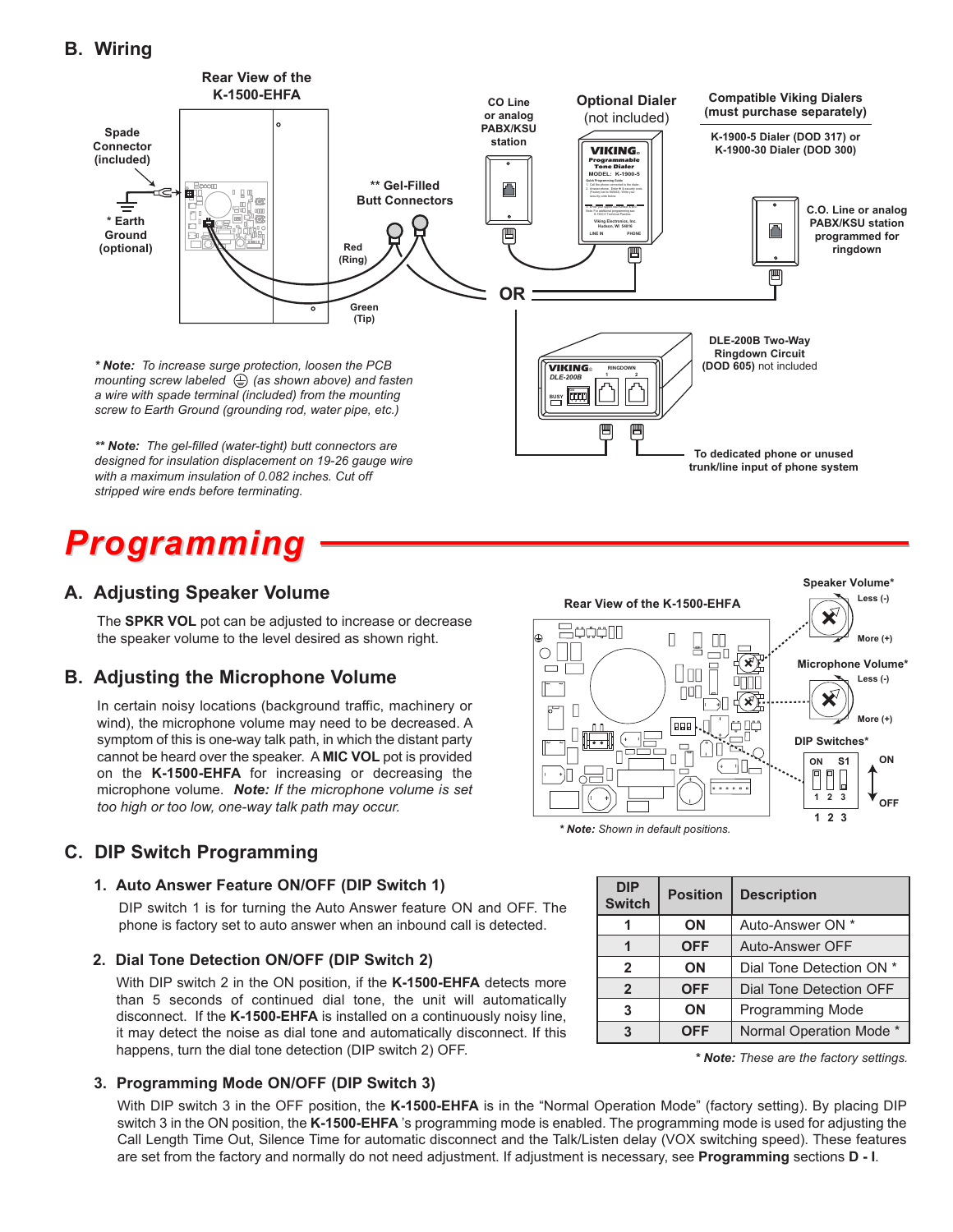## B. Wiring

Rear View of the K-1500-EHFA

Spade Connector (included)

* Earth Ground (optional)

** Gel-Filled Butt Connectors

Red (Ring)

Green (Tip)

CO Line or analog PABX/KSU station

Optional Dialer (not included)

Compatible Viking Dialers (must purchase separately)

K-1900-5 Dialer (DOD 317) or K-1900-30 Dialer (DOD 300)

C.O. Line or analog PABX/KSU station programmed for ringdown

OR

DLE-200B Two-Way Ringdown Circuit (DOD 605) not included

To dedicated phone or unused trunk/line input of phone system

*** Note:*** *To increase surge protection, loosen the PCB mounting screw labeled ⏚ (as shown above) and fasten a wire with spade terminal (included) from the mounting screw to Earth Ground (grounding rod, water pipe, etc.)*

**** Note:*** *The gel-filled (water-tight) butt connectors are designed for insulation displacement on 19-26 gauge wire with a maximum insulation of 0.082 inches. Cut off stripped wire ends before terminating.*

# Programming

## A. Adjusting Speaker Volume

The **SPKR VOL** pot can be adjusted to increase or decrease the speaker volume to the level desired as shown right.

## B. Adjusting the Microphone Volume

In certain noisy locations (background traffic, machinery or wind), the microphone volume may need to be decreased. A symptom of this is one-way talk path, in which the distant party cannot be heard over the speaker. A **MIC VOL** pot is provided on the **K-1500-EHFA** for increasing or decreasing the microphone volume. ***Note:*** *If the microphone volume is set too high or too low, one-way talk path may occur.*

Rear View of the K-1500-EHFA

Speaker Volume* — Less (-) / More (+)

Microphone Volume* — Less (-) / More (+)

DIP Switches* — ON / OFF, 1 2 3

*** Note:*** *Shown in default positions.*

## C. DIP Switch Programming

### 1. Auto Answer Feature ON/OFF (DIP Switch 1)

DIP switch 1 is for turning the Auto Answer feature ON and OFF. The phone is factory set to auto answer when an inbound call is detected.

### 2. Dial Tone Detection ON/OFF (DIP Switch 2)

With DIP switch 2 in the ON position, if the **K-1500-EHFA** detects more than 5 seconds of continued dial tone, the unit will automatically disconnect. If the **K-1500-EHFA** is installed on a continuously noisy line, it may detect the noise as dial tone and automatically disconnect. If this happens, turn the dial tone detection (DIP switch 2) OFF.

| DIP Switch | Position | Description |
|---|---|---|
| 1 | ON | Auto-Answer ON * |
| 1 | OFF | Auto-Answer OFF |
| 2 | ON | Dial Tone Detection ON * |
| 2 | OFF | Dial Tone Detection OFF |
| 3 | ON | Programming Mode |
| 3 | OFF | Normal Operation Mode * |

*** Note:*** *These are the factory settings.*

### 3. Programming Mode ON/OFF (DIP Switch 3)

With DIP switch 3 in the OFF position, the **K-1500-EHFA** is in the "Normal Operation Mode" (factory setting). By placing DIP switch 3 in the ON position, the **K-1500-EHFA** 's programming mode is enabled. The programming mode is used for adjusting the Call Length Time Out, Silence Time for automatic disconnect and the Talk/Listen delay (VOX switching speed). These features are set from the factory and normally do not need adjustment. If adjustment is necessary, see **Programming** sections **D - I**.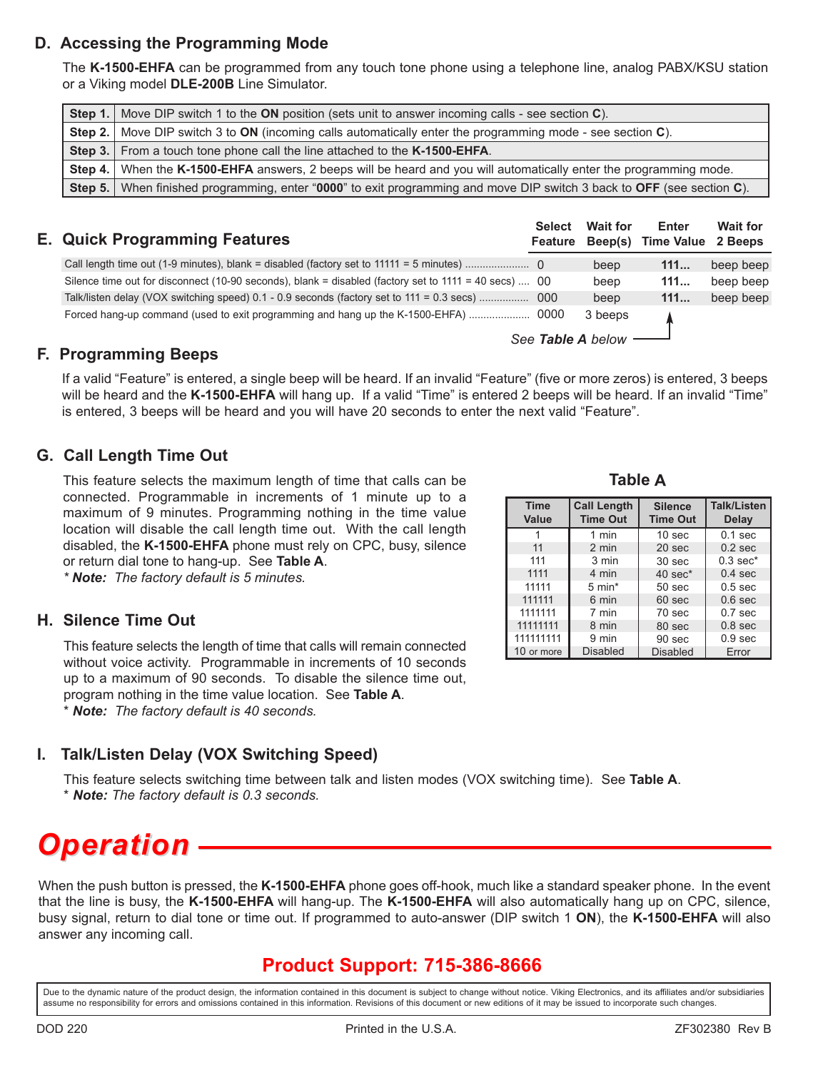## D. Accessing the Programming Mode

The **K-1500-EHFA** can be programmed from any touch tone phone using a telephone line, analog PABX/KSU station or a Viking model **DLE-200B** Line Simulator.

| | |
|---|---|
| **Step 1.** | Move DIP switch 1 to the **ON** position (sets unit to answer incoming calls - see section **C**). |
| **Step 2.** | Move DIP switch 3 to **ON** (incoming calls automatically enter the programming mode - see section **C**). |
| **Step 3.** | From a touch tone phone call the line attached to the **K-1500-EHFA**. |
| **Step 4.** | When the **K-1500-EHFA** answers, 2 beeps will be heard and you will automatically enter the programming mode. |
| **Step 5.** | When finished programming, enter "**0000**" to exit programming and move DIP switch 3 back to **OFF** (see section **C**). |

## E. Quick Programming Features

| | Select Feature | Wait for Beep(s) | Enter Time Value | Wait for 2 Beeps |
|---|---|---|---|---|
| Call length time out (1-9 minutes), blank = disabled (factory set to 11111 = 5 minutes) | 0 | beep | **111...** | beep beep |
| Silence time out for disconnect (10-90 seconds), blank = disabled (factory set to 1111 = 40 secs) | 00 | beep | **111...** | beep beep |
| Talk/listen delay (VOX switching speed) 0.1 - 0.9 seconds (factory set to 111 = 0.3 secs) | 000 | beep | **111...** | beep beep |
| Forced hang-up command (used to exit programming and hang up the K-1500-EHFA) | 0000 | 3 beeps | | |

*See **Table A** below*

## F. Programming Beeps

If a valid "Feature" is entered, a single beep will be heard. If an invalid "Feature" (five or more zeros) is entered, 3 beeps will be heard and the **K-1500-EHFA** will hang up. If a valid "Time" is entered 2 beeps will be heard. If an invalid "Time" is entered, 3 beeps will be heard and you will have 20 seconds to enter the next valid "Feature".

## G. Call Length Time Out

This feature selects the maximum length of time that calls can be connected. Programmable in increments of 1 minute up to a maximum of 9 minutes. Programming nothing in the time value location will disable the call length time out. With the call length disabled, the **K-1500-EHFA** phone must rely on CPC, busy, silence or return dial tone to hang-up. See **Table A**.

* ***Note:*** *The factory default is 5 minutes.*

**Table A**

| Time Value | Call Length Time Out | Silence Time Out | Talk/Listen Delay |
|---|---|---|---|
| 1 | 1 min | 10 sec | 0.1 sec |
| 11 | 2 min | 20 sec | 0.2 sec |
| 111 | 3 min | 30 sec | 0.3 sec* |
| 1111 | 4 min | 40 sec* | 0.4 sec |
| 11111 | 5 min* | 50 sec | 0.5 sec |
| 111111 | 6 min | 60 sec | 0.6 sec |
| 1111111 | 7 min | 70 sec | 0.7 sec |
| 11111111 | 8 min | 80 sec | 0.8 sec |
| 111111111 | 9 min | 90 sec | 0.9 sec |
| 10 or more | Disabled | Disabled | Error |

## H. Silence Time Out

This feature selects the length of time that calls will remain connected without voice activity. Programmable in increments of 10 seconds up to a maximum of 90 seconds. To disable the silence time out, program nothing in the time value location. See **Table A**.

* ***Note:*** *The factory default is 40 seconds.*

## I. Talk/Listen Delay (VOX Switching Speed)

This feature selects switching time between talk and listen modes (VOX switching time). See **Table A**.

* ***Note:*** *The factory default is 0.3 seconds.*

# *Operation*

When the push button is pressed, the **K-1500-EHFA** phone goes off-hook, much like a standard speaker phone. In the event that the line is busy, the **K-1500-EHFA** will hang-up. The **K-1500-EHFA** will also automatically hang up on CPC, busy signal, return to dial tone or time out. If programmed to auto-answer (DIP switch 1 **ON**), the **K-1500-EHFA** will also answer any incoming call.

**Product Support: 715-386-8666**

Due to the dynamic nature of the product design, the information contained in this document is subject to change without notice. Viking Electronics, and its affiliates and/or subsidiaries assume no responsibility for errors and omissions contained in this information. Revisions of this document or new editions of it may be issued to incorporate such changes.

DOD 220 Printed in the U.S.A. ZF302380 Rev B